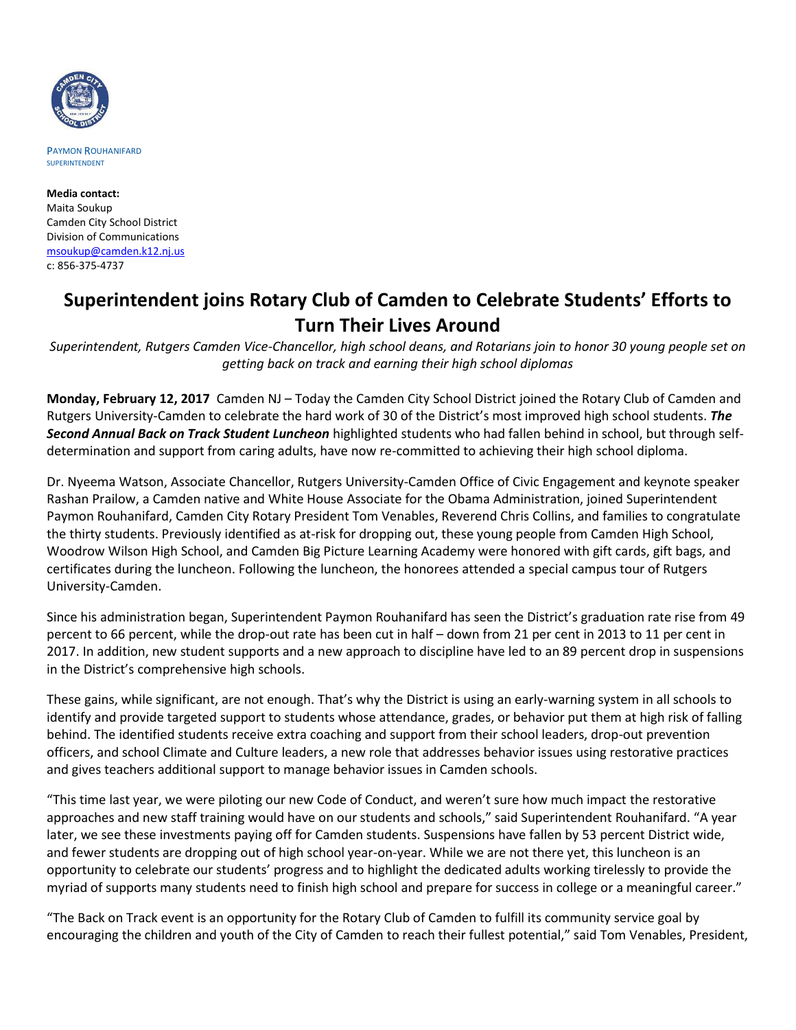PAYMON ROUHANIFARD
SUPERINTENDENT

**Media contact:**
Maita Soukup
Camden City School District
Division of Communications
msoukup@camden.k12.nj.us
c: 856-375-4737

# Superintendent joins Rotary Club of Camden to Celebrate Students' Efforts to Turn Their Lives Around

*Superintendent, Rutgers Camden Vice-Chancellor, high school deans, and Rotarians join to honor 30 young people set on getting back on track and earning their high school diplomas*

**Monday, February 12, 2017** Camden NJ – Today the Camden City School District joined the Rotary Club of Camden and Rutgers University-Camden to celebrate the hard work of 30 of the District's most improved high school students. ***The Second Annual Back on Track Student Luncheon*** highlighted students who had fallen behind in school, but through self-determination and support from caring adults, have now re-committed to achieving their high school diploma.

Dr. Nyeema Watson, Associate Chancellor, Rutgers University-Camden Office of Civic Engagement and keynote speaker Rashan Prailow, a Camden native and White House Associate for the Obama Administration, joined Superintendent Paymon Rouhanifard, Camden City Rotary President Tom Venables, Reverend Chris Collins, and families to congratulate the thirty students. Previously identified as at-risk for dropping out, these young people from Camden High School, Woodrow Wilson High School, and Camden Big Picture Learning Academy were honored with gift cards, gift bags, and certificates during the luncheon. Following the luncheon, the honorees attended a special campus tour of Rutgers University-Camden.

Since his administration began, Superintendent Paymon Rouhanifard has seen the District's graduation rate rise from 49 percent to 66 percent, while the drop-out rate has been cut in half – down from 21 per cent in 2013 to 11 per cent in 2017. In addition, new student supports and a new approach to discipline have led to an 89 percent drop in suspensions in the District's comprehensive high schools.

These gains, while significant, are not enough. That's why the District is using an early-warning system in all schools to identify and provide targeted support to students whose attendance, grades, or behavior put them at high risk of falling behind. The identified students receive extra coaching and support from their school leaders, drop-out prevention officers, and school Climate and Culture leaders, a new role that addresses behavior issues using restorative practices and gives teachers additional support to manage behavior issues in Camden schools.

"This time last year, we were piloting our new Code of Conduct, and weren't sure how much impact the restorative approaches and new staff training would have on our students and schools," said Superintendent Rouhanifard. "A year later, we see these investments paying off for Camden students. Suspensions have fallen by 53 percent District wide, and fewer students are dropping out of high school year-on-year. While we are not there yet, this luncheon is an opportunity to celebrate our students' progress and to highlight the dedicated adults working tirelessly to provide the myriad of supports many students need to finish high school and prepare for success in college or a meaningful career."

"The Back on Track event is an opportunity for the Rotary Club of Camden to fulfill its community service goal by encouraging the children and youth of the City of Camden to reach their fullest potential," said Tom Venables, President,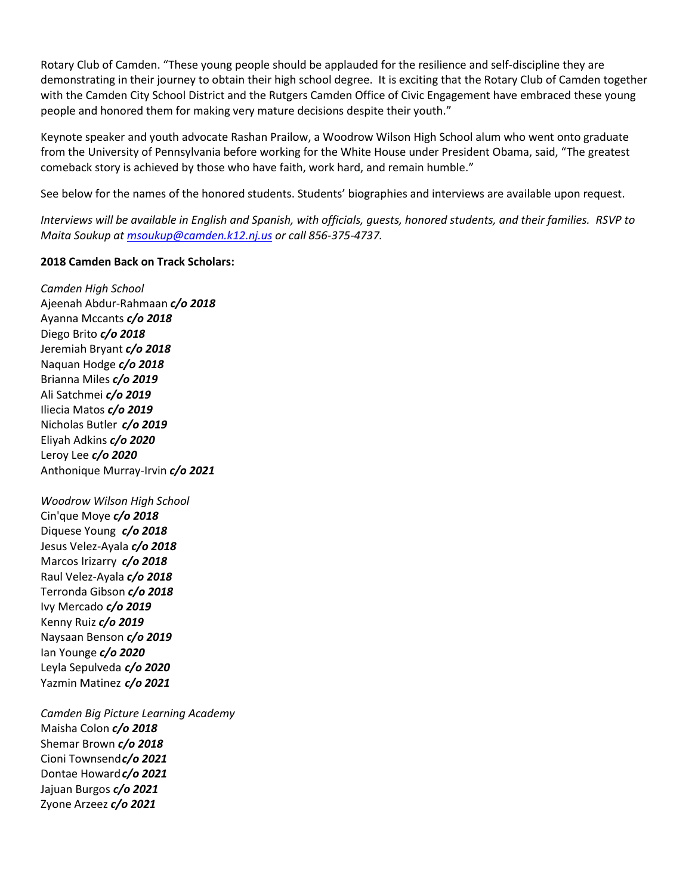Rotary Club of Camden. "These young people should be applauded for the resilience and self-discipline they are demonstrating in their journey to obtain their high school degree. It is exciting that the Rotary Club of Camden together with the Camden City School District and the Rutgers Camden Office of Civic Engagement have embraced these young people and honored them for making very mature decisions despite their youth."

Keynote speaker and youth advocate Rashan Prailow, a Woodrow Wilson High School alum who went onto graduate from the University of Pennsylvania before working for the White House under President Obama, said, "The greatest comeback story is achieved by those who have faith, work hard, and remain humble."

See below for the names of the honored students. Students' biographies and interviews are available upon request.

*Interviews will be available in English and Spanish, with officials, guests, honored students, and their families. RSVP to Maita Soukup at [msoukup@camden.k12.nj.us](mailto:msoukup@camden.k12.nj.us) or call 856-375-4737.*

**2018 Camden Back on Track Scholars:**

*Camden High School*
Ajeenah Abdur-Rahmaan ***c/o 2018***
Ayanna Mccants ***c/o 2018***
Diego Brito ***c/o 2018***
Jeremiah Bryant ***c/o 2018***
Naquan Hodge ***c/o 2018***
Brianna Miles ***c/o 2019***
Ali Satchmei ***c/o 2019***
Iliecia Matos ***c/o 2019***
Nicholas Butler ***c/o 2019***
Eliyah Adkins ***c/o 2020***
Leroy Lee ***c/o 2020***
Anthonique Murray-Irvin ***c/o 2021***

*Woodrow Wilson High School*
Cin'que Moye ***c/o 2018***
Diquese Young ***c/o 2018***
Jesus Velez-Ayala ***c/o 2018***
Marcos Irizarry ***c/o 2018***
Raul Velez-Ayala ***c/o 2018***
Terronda Gibson ***c/o 2018***
Ivy Mercado ***c/o 2019***
Kenny Ruiz ***c/o 2019***
Naysaan Benson ***c/o 2019***
Ian Younge ***c/o 2020***
Leyla Sepulveda ***c/o 2020***
Yazmin Matinez ***c/o 2021***

*Camden Big Picture Learning Academy*
Maisha Colon ***c/o 2018***
Shemar Brown ***c/o 2018***
Cioni Townsend ***c/o 2021***
Dontae Howard ***c/o 2021***
Jajuan Burgos ***c/o 2021***
Zyone Arzeez ***c/o 2021***